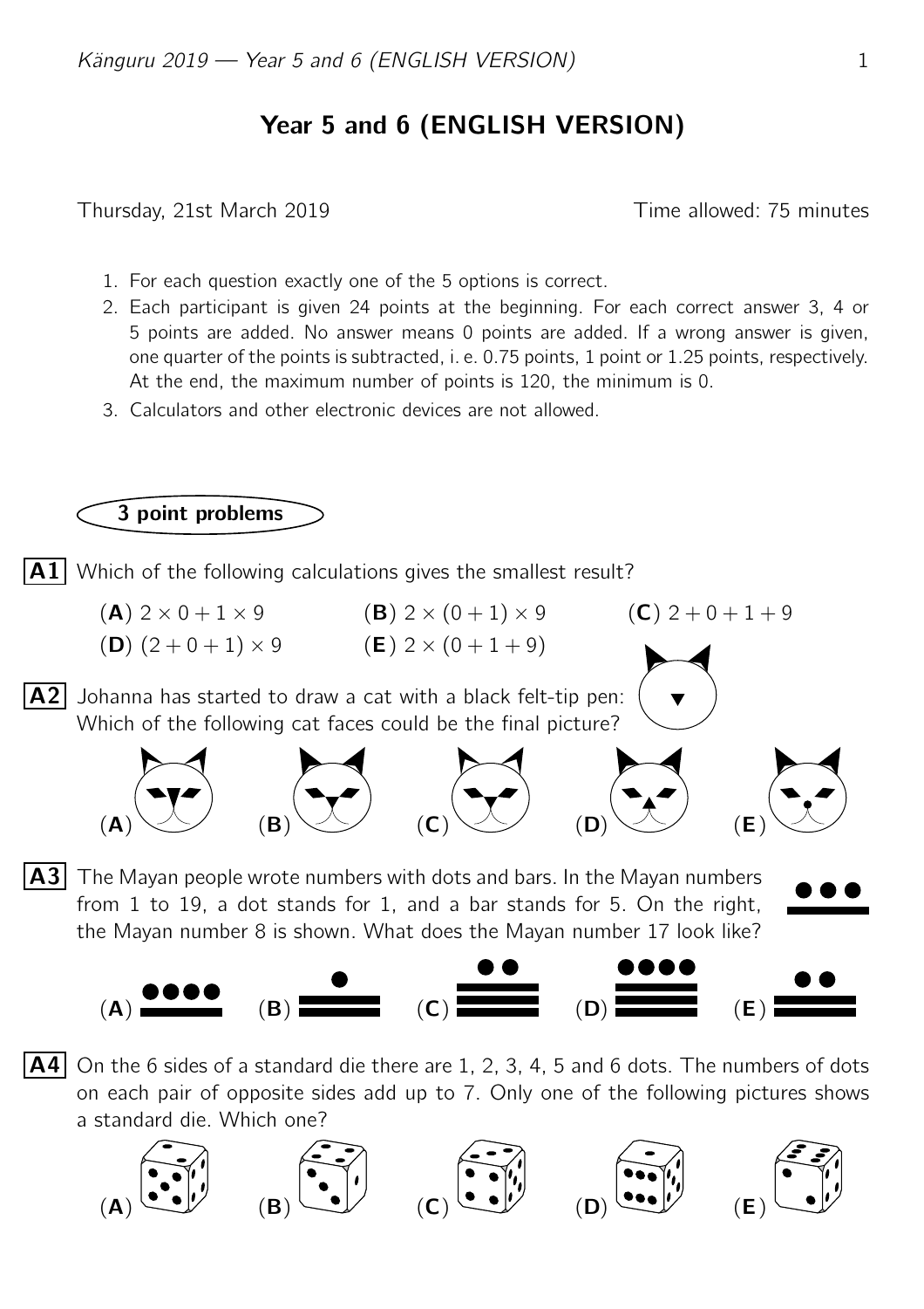# Year 5 and 6 (ENGLISH VERSION)

Thursday, 21st March 2019 Time allowed: 75 minutes

1. For each question exactly one of the 5 options is correct.
2. Each participant is given 24 points at the beginning. For each correct answer 3, 4 or 5 points are added. No answer means 0 points are added. If a wrong answer is given, one quarter of the points is subtracted, i. e. 0.75 points, 1 point or 1.25 points, respectively. At the end, the maximum number of points is 120, the minimum is 0.
3. Calculators and other electronic devices are not allowed.

## 3 point problems

**A1** Which of the following calculations gives the smallest result?

(**A**) $2 \times 0 + 1 \times 9$ (**B**) $2 \times (0 + 1) \times 9$ (**C**) $2 + 0 + 1 + 9$
(**D**) $(2 + 0 + 1) \times 9$ (**E**) $2 \times (0 + 1 + 9)$

**A2** Johanna has started to draw a cat with a black felt-tip pen: Which of the following cat faces could be the final picture?

(**A**) (**B**) (**C**) (**D**) (**E**)

**A3** The Mayan people wrote numbers with dots and bars. In the Mayan numbers from 1 to 19, a dot stands for 1, and a bar stands for 5. On the right, the Mayan number 8 is shown. What does the Mayan number 17 look like?

(**A**) (**B**) (**C**) (**D**) (**E**)

**A4** On the 6 sides of a standard die there are 1, 2, 3, 4, 5 and 6 dots. The numbers of dots on each pair of opposite sides add up to 7. Only one of the following pictures shows a standard die. Which one?

(**A**) (**B**) (**C**) (**D**) (**E**)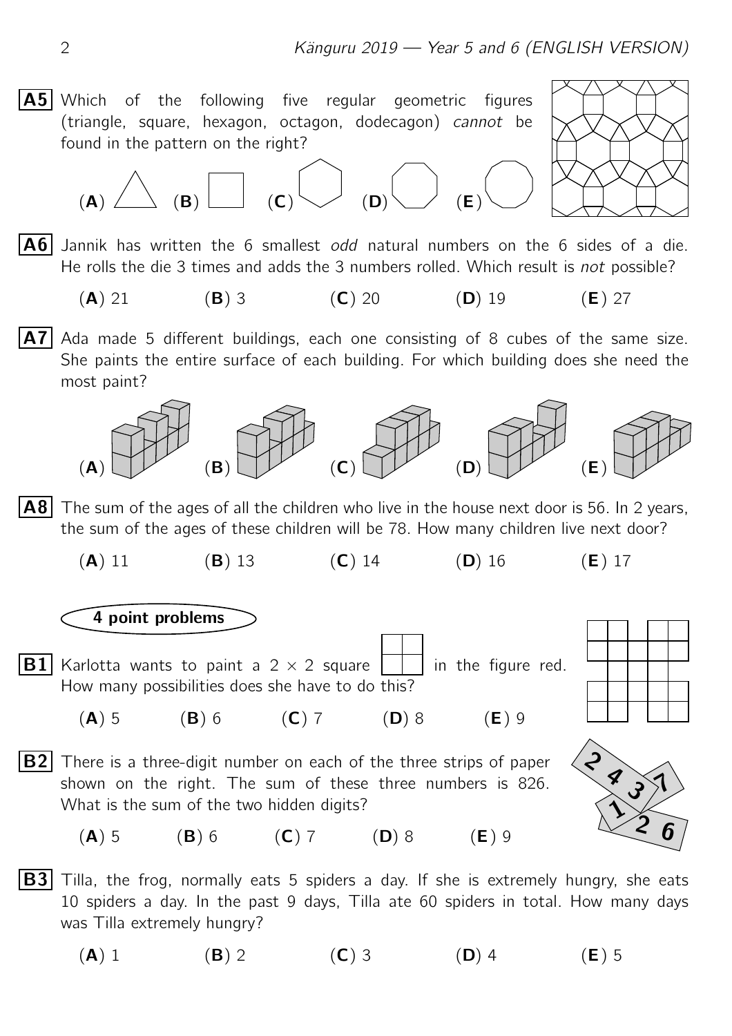**A5** Which of the following five regular geometric figures (triangle, square, hexagon, octagon, dodecagon) *cannot* be found in the pattern on the right?

(**A**) (**B**) (**C**) (**D**) (**E**)

**A6** Jannik has written the 6 smallest *odd* natural numbers on the 6 sides of a die. He rolls the die 3 times and adds the 3 numbers rolled. Which result is *not* possible?

(**A**) 21 (**B**) 3 (**C**) 20 (**D**) 19 (**E**) 27

**A7** Ada made 5 different buildings, each one consisting of 8 cubes of the same size. She paints the entire surface of each building. For which building does she need the most paint?

(**A**) (**B**) (**C**) (**D**) (**E**)

**A8** The sum of the ages of all the children who live in the house next door is 56. In 2 years, the sum of the ages of these children will be 78. How many children live next door?

(**A**) 11 (**B**) 13 (**C**) 14 (**D**) 16 (**E**) 17

## 4 point problems

**B1** Karlotta wants to paint a $2 \times 2$ square in the figure red. How many possibilities does she have to do this?

(**A**) 5 (**B**) 6 (**C**) 7 (**D**) 8 (**E**) 9

**B2** There is a three-digit number on each of the three strips of paper shown on the right. The sum of these three numbers is 826. What is the sum of the two hidden digits?

(**A**) 5 (**B**) 6 (**C**) 7 (**D**) 8 (**E**) 9

**B3** Tilla, the frog, normally eats 5 spiders a day. If she is extremely hungry, she eats 10 spiders a day. In the past 9 days, Tilla ate 60 spiders in total. How many days was Tilla extremely hungry?

(**A**) 1 (**B**) 2 (**C**) 3 (**D**) 4 (**E**) 5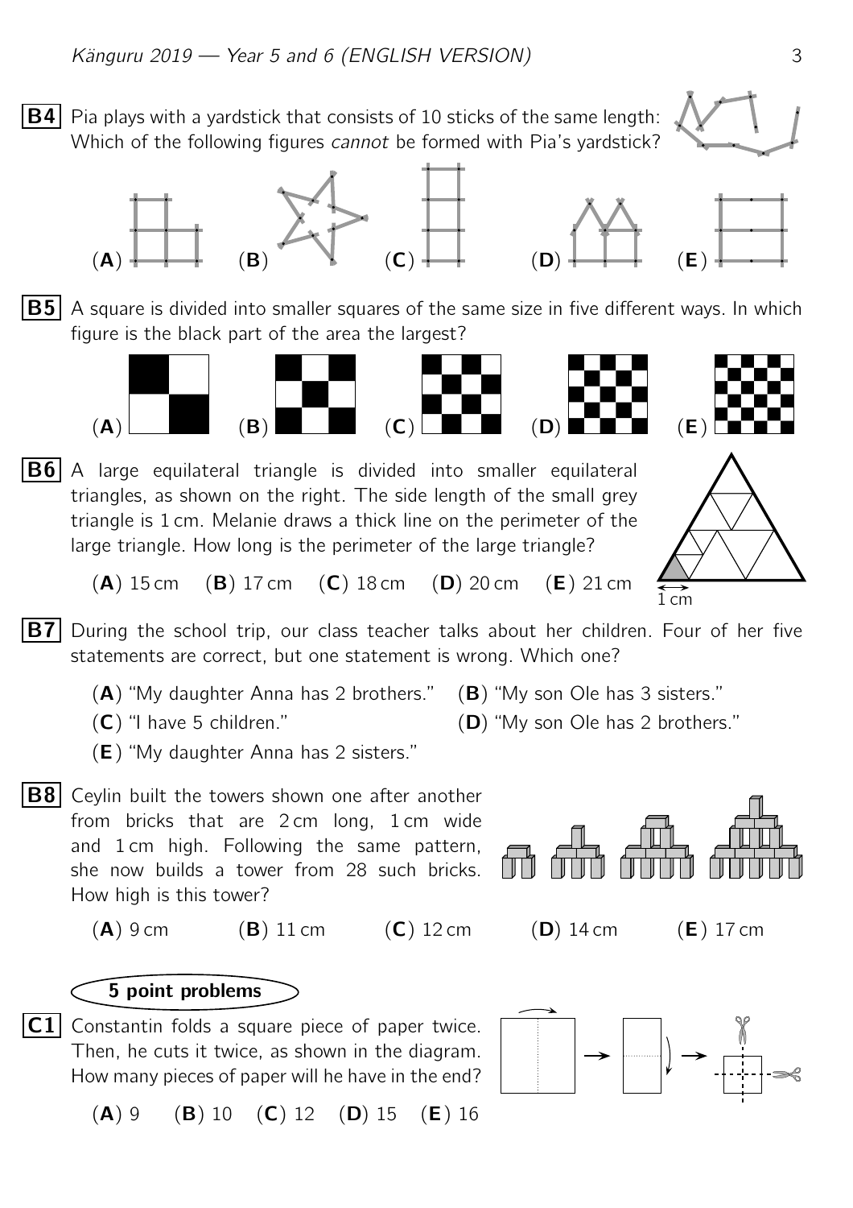**B4** Pia plays with a yardstick that consists of 10 sticks of the same length: Which of the following figures *cannot* be formed with Pia's yardstick?

(**A**) (**B**) (**C**) (**D**) (**E**)

**B5** A square is divided into smaller squares of the same size in five different ways. In which figure is the black part of the area the largest?

(**A**) (**B**) (**C**) (**D**) (**E**)

**B6** A large equilateral triangle is divided into smaller equilateral triangles, as shown on the right. The side length of the small grey triangle is 1 cm. Melanie draws a thick line on the perimeter of the large triangle. How long is the perimeter of the large triangle?

1 cm

(**A**) 15 cm (**B**) 17 cm (**C**) 18 cm (**D**) 20 cm (**E**) 21 cm

**B7** During the school trip, our class teacher talks about her children. Four of her five statements are correct, but one statement is wrong. Which one?

(**A**) "My daughter Anna has 2 brothers."
(**B**) "My son Ole has 3 sisters."
(**C**) "I have 5 children."
(**D**) "My son Ole has 2 brothers."
(**E**) "My daughter Anna has 2 sisters."

**B8** Ceylin built the towers shown one after another from bricks that are 2 cm long, 1 cm wide and 1 cm high. Following the same pattern, she now builds a tower from 28 such bricks. How high is this tower?

(**A**) 9 cm (**B**) 11 cm (**C**) 12 cm (**D**) 14 cm (**E**) 17 cm

## 5 point problems

**C1** Constantin folds a square piece of paper twice. Then, he cuts it twice, as shown in the diagram. How many pieces of paper will he have in the end?

(**A**) 9 (**B**) 10 (**C**) 12 (**D**) 15 (**E**) 16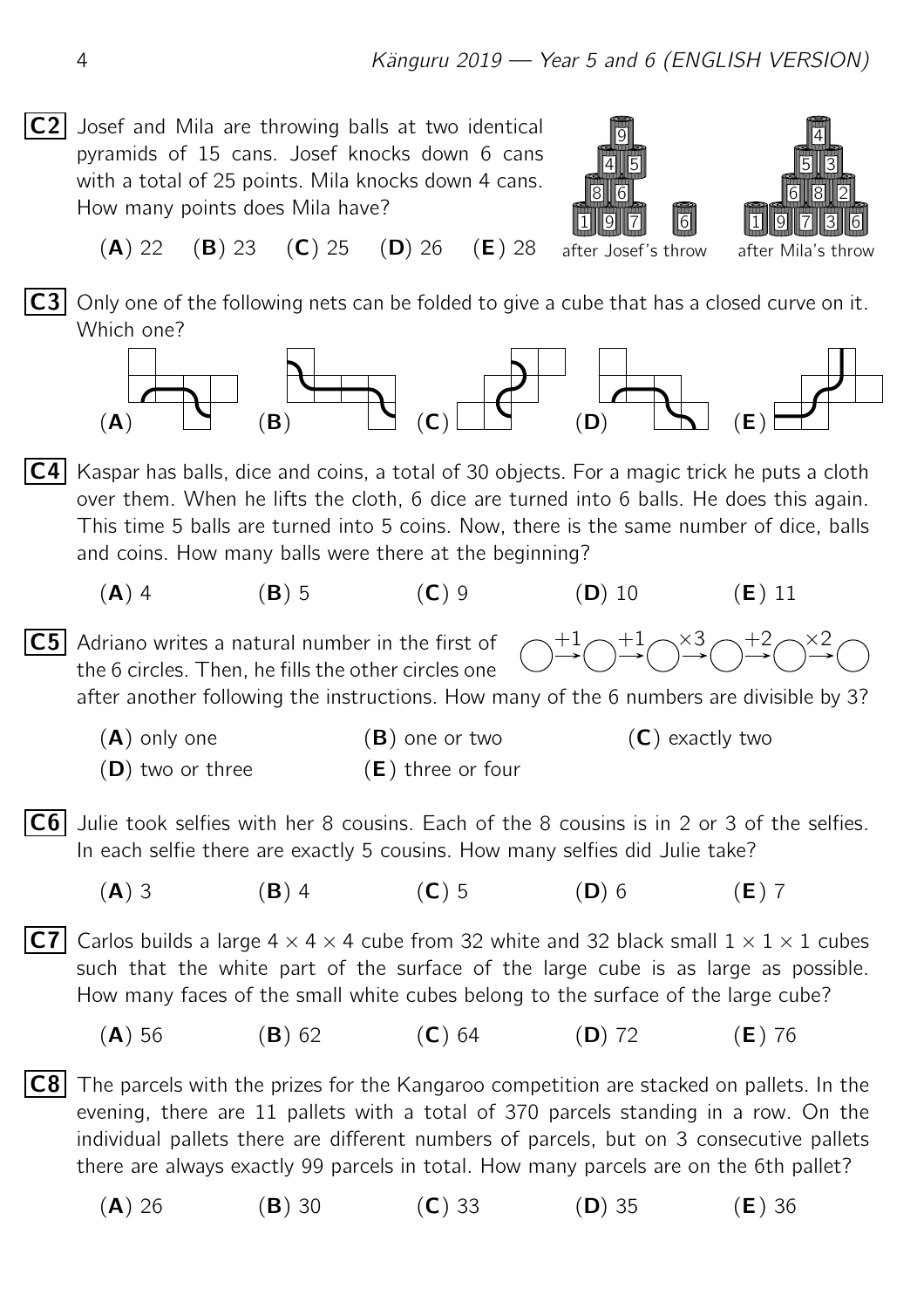**C2** Josef and Mila are throwing balls at two identical pyramids of 15 cans. Josef knocks down 6 cans with a total of 25 points. Mila knocks down 4 cans. How many points does Mila have?

(**A**) 22 (**B**) 23 (**C**) 25 (**D**) 26 (**E**) 28

9
4 5
8 6
1 9 7 6
after Josef's throw

4
5 3
6 8 2
1 9 7 3 6
after Mila's throw

**C3** Only one of the following nets can be folded to give a cube that has a closed curve on it. Which one?

(**A**) (**B**) (**C**) (**D**) (**E**)

**C4** Kaspar has balls, dice and coins, a total of 30 objects. For a magic trick he puts a cloth over them. When he lifts the cloth, 6 dice are turned into 6 balls. He does this again. This time 5 balls are turned into 5 coins. Now, there is the same number of dice, balls and coins. How many balls were there at the beginning?

(**A**) 4 (**B**) 5 (**C**) 9 (**D**) 10 (**E**) 11

**C5** Adriano writes a natural number in the first of the 6 circles. Then, he fills the other circles one after another following the instructions. How many of the 6 numbers are divisible by 3?

$+1$ $+1$ $\times 3$ $+2$ $\times 2$

(**A**) only one (**B**) one or two (**C**) exactly two
(**D**) two or three (**E**) three or four

**C6** Julie took selfies with her 8 cousins. Each of the 8 cousins is in 2 or 3 of the selfies. In each selfie there are exactly 5 cousins. How many selfies did Julie take?

(**A**) 3 (**B**) 4 (**C**) 5 (**D**) 6 (**E**) 7

**C7** Carlos builds a large $4 \times 4 \times 4$ cube from 32 white and 32 black small $1 \times 1 \times 1$ cubes such that the white part of the surface of the large cube is as large as possible. How many faces of the small white cubes belong to the surface of the large cube?

(**A**) 56 (**B**) 62 (**C**) 64 (**D**) 72 (**E**) 76

**C8** The parcels with the prizes for the Kangaroo competition are stacked on pallets. In the evening, there are 11 pallets with a total of 370 parcels standing in a row. On the individual pallets there are different numbers of parcels, but on 3 consecutive pallets there are always exactly 99 parcels in total. How many parcels are on the 6th pallet?

(**A**) 26 (**B**) 30 (**C**) 33 (**D**) 35 (**E**) 36